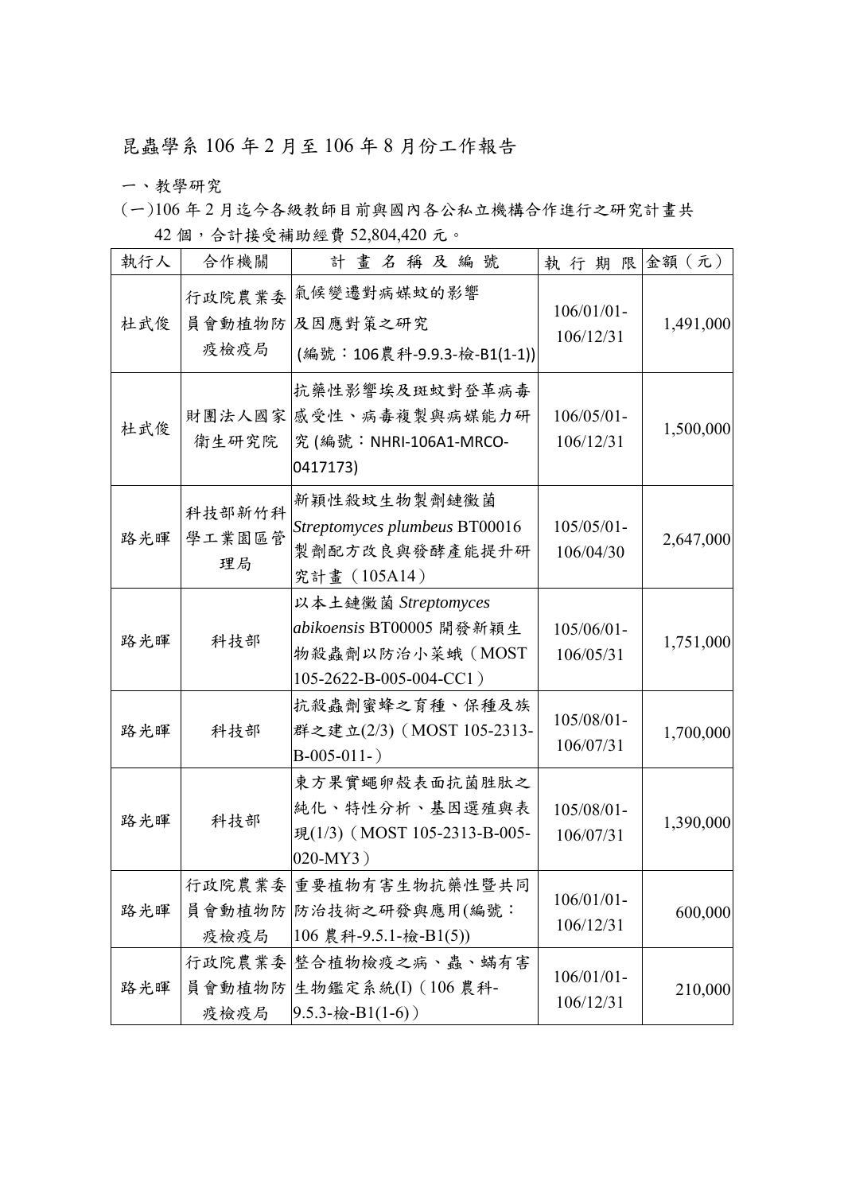# 昆蟲學系 106 年 2 月至 106 年 8 月份工作報告

一、教學研究

(一)106 年 2 月迄今各級教師目前與國內各公私立機構合作進行之研究計畫共 42 個，合計接受補助經費 52,804,420 元。

| 執行人 | 合作機關 | 計 畫 名 稱 及 編 號 | 執 行 期 限 | 金額（元） |
|---|---|---|---|---|
| 杜武俊 | 行政院農業委員會動植物防疫檢疫局 | 氣候變遷對病媒蚊的影響及因應對策之研究 (編號：106農科-9.9.3-檢-B1(1-1)) | 106/01/01-106/12/31 | 1,491,000 |
| 杜武俊 | 財團法人國家衛生研究院 | 抗藥性影響埃及斑蚊對登革病毒感受性、病毒複製與病媒能力研究 (編號：NHRI-106A1-MRCO-0417173) | 106/05/01-106/12/31 | 1,500,000 |
| 路光暉 | 科技部新竹科學工業園區管理局 | 新穎性殺蚊生物製劑鏈黴菌 *Streptomyces plumbeus* BT00016 製劑配方改良與發酵產能提升研究計畫（105A14） | 105/05/01-106/04/30 | 2,647,000 |
| 路光暉 | 科技部 | 以本土鏈黴菌 *Streptomyces abikoensis* BT00005 開發新穎生物殺蟲劑以防治小菜蛾（MOST 105-2622-B-005-004-CC1） | 105/06/01-106/05/31 | 1,751,000 |
| 路光暉 | 科技部 | 抗殺蟲劑蜜蜂之育種、保種及族群之建立(2/3)（MOST 105-2313-B-005-011-） | 105/08/01-106/07/31 | 1,700,000 |
| 路光暉 | 科技部 | 東方果實蠅卵殼表面抗菌胜肽之純化、特性分析、基因選殖與表現(1/3)（MOST 105-2313-B-005-020-MY3） | 105/08/01-106/07/31 | 1,390,000 |
| 路光暉 | 行政院農業委員會動植物防疫檢疫局 | 重要植物有害生物抗藥性暨共同防治技術之研發與應用(編號：106 農科-9.5.1-檢-B1(5)) | 106/01/01-106/12/31 | 600,000 |
| 路光暉 | 行政院農業委員會動植物防疫檢疫局 | 整合植物檢疫之病、蟲、螨有害生物鑑定系統(I)（106 農科-9.5.3-檢-B1(1-6)） | 106/01/01-106/12/31 | 210,000 |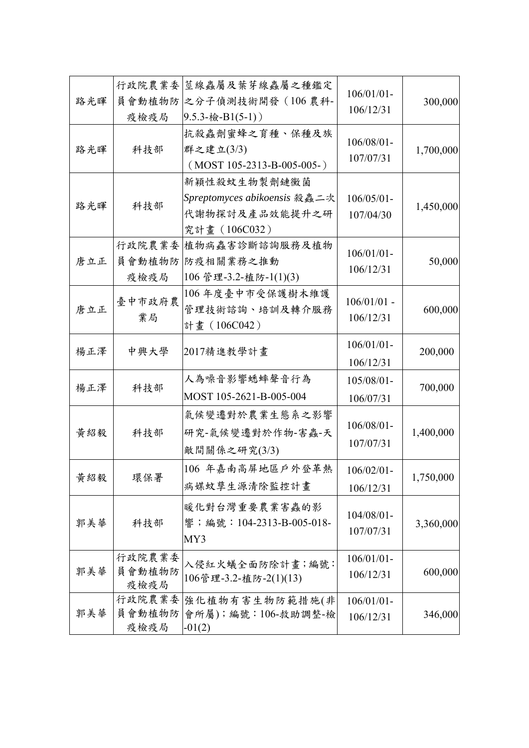| | | | | |
|---|---|---|---|---|
| 路光暉 | 行政院農業委員會動植物防疫檢疫局 | 莖線蟲屬及葉芽線蟲屬之種鑑定之分子偵測技術開發（106 農科-9.5.3-檢-B1(5-1)） | 106/01/01-106/12/31 | 300,000 |
| 路光暉 | 科技部 | 抗殺蟲劑蜜蜂之育種、保種及族群之建立(3/3)（MOST 105-2313-B-005-005-） | 106/08/01-107/07/31 | 1,700,000 |
| 路光暉 | 科技部 | 新穎性殺蚊生物製劑鏈黴菌 *Spreptomyces abikoensis* 殺蟲二次代謝物探討及產品效能提升之研究計畫（106C032） | 106/05/01-107/04/30 | 1,450,000 |
| 唐立正 | 行政院農業委員會動植物防疫檢疫局 | 植物病蟲害診斷諮詢服務及植物防疫相關業務之推動 106 管理-3.2-植防-1(1)(3) | 106/01/01-106/12/31 | 50,000 |
| 唐立正 | 臺中市政府農業局 | 106 年度臺中市受保護樹木維護管理技術諮詢、培訓及轉介服務計畫（106C042） | 106/01/01 -106/12/31 | 600,000 |
| 楊正澤 | 中興大學 | 2017精進教學計畫 | 106/01/01-106/12/31 | 200,000 |
| 楊正澤 | 科技部 | 人為噪音影響蟋蟀聲音行為 MOST 105-2621-B-005-004 | 105/08/01-106/07/31 | 700,000 |
| 黃紹毅 | 科技部 | 氣候變遷對於農業生態系之影響研究-氣候變遷對於作物-害蟲-天敵間關係之研究(3/3) | 106/08/01-107/07/31 | 1,400,000 |
| 黃紹毅 | 環保署 | 106 年嘉南高屏地區戶外登革熱病媒蚊孳生源清除監控計畫 | 106/02/01-106/12/31 | 1,750,000 |
| 郭美華 | 科技部 | 暖化對台灣重要農業害蟲的影響；編號：104-2313-B-005-018-MY3 | 104/08/01-107/07/31 | 3,360,000 |
| 郭美華 | 行政院農業委員會動植物防疫檢疫局 | 入侵紅火蟻全面防除計畫;編號:106管理-3.2-植防-2(1)(13) | 106/01/01-106/12/31 | 600,000 |
| 郭美華 | 行政院農業委員會動植物防疫檢疫局 | 強化植物有害生物防範措施(非會所屬);編號：106-救助調整-檢-01(2) | 106/01/01-106/12/31 | 346,000 |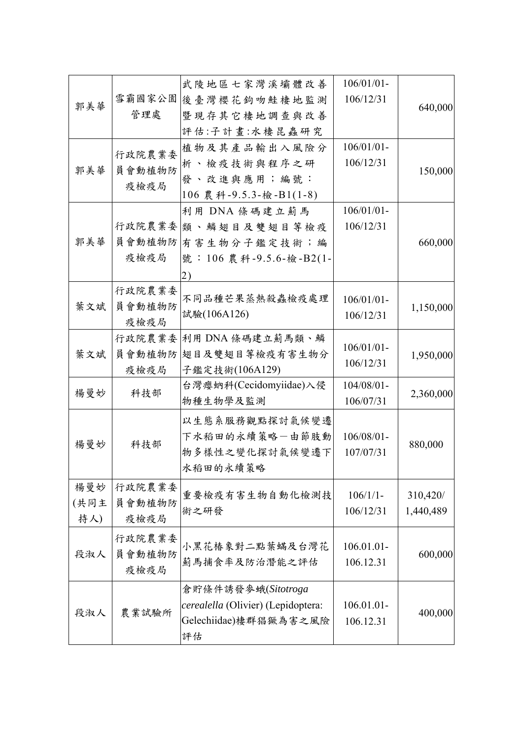| 郭美華 | 雪霸國家公園管理處 | 武陵地區七家灣溪壩體改善後臺灣櫻花鉤吻鮭棲地監測暨現存其它棲地調查與改善評估:子計畫:水棲昆蟲研究 | 106/01/01-106/12/31 | 640,000 |
|---|---|---|---|---|
| 郭美華 | 行政院農業委員會動植物防疫檢疫局 | 植物及其產品輸出入風險分析、檢疫技術與程序之研發、改進與應用；編號：106 農科-9.5.3-檢-B1(1-8) | 106/01/01-106/12/31 | 150,000 |
| 郭美華 | 行政院農業委員會動植物防疫檢疫局 | 利用 DNA 條碼建立薊馬類、鱗翅目及雙翅目等檢疫有害生物分子鑑定技術；編號：106 農科-9.5.6-檢-B2(1-2) | 106/01/01-106/12/31 | 660,000 |
| 葉文斌 | 行政院農業委員會動植物防疫檢疫局 | 不同品種芒果蒸熱殺蟲檢疫處理試驗(106A126) | 106/01/01-106/12/31 | 1,150,000 |
| 葉文斌 | 行政院農業委員會動植物防疫檢疫局 | 利用 DNA 條碼建立薊馬類、鱗翅目及雙翅目等檢疫有害生物分子鑑定技術(106A129) | 106/01/01-106/12/31 | 1,950,000 |
| 楊曼妙 | 科技部 | 台灣癭蚋科(Cecidomyiidae)入侵物種生物學及監測 | 104/08/01-106/07/31 | 2,360,000 |
| 楊曼妙 | 科技部 | 以生態系服務觀點探討氣候變遷下水稻田的永續策略－由節肢動物多樣性之變化探討氣候變遷下水稻田的永續策略 | 106/08/01-107/07/31 | 880,000 |
| 楊曼妙(共同主持人) | 行政院農業委員會動植物防疫檢疫局 | 重要檢疫有害生物自動化檢測技術之研發 | 106/1/1-106/12/31 | 310,420/1,440,489 |
| 段淑人 | 行政院農業委員會動植物防疫檢疫局 | 小黑花椿象對二點葉蟎及台灣花薊馬捕食率及防治潛能之評估 | 106.01.01-106.12.31 | 600,000 |
| 段淑人 | 農業試驗所 | 倉貯條件誘發麥蛾(*Sitotroga cerealella* (Olivier) (Lepidoptera: Gelechiidae)棲群猖獗為害之風險評估 | 106.01.01-106.12.31 | 400,000 |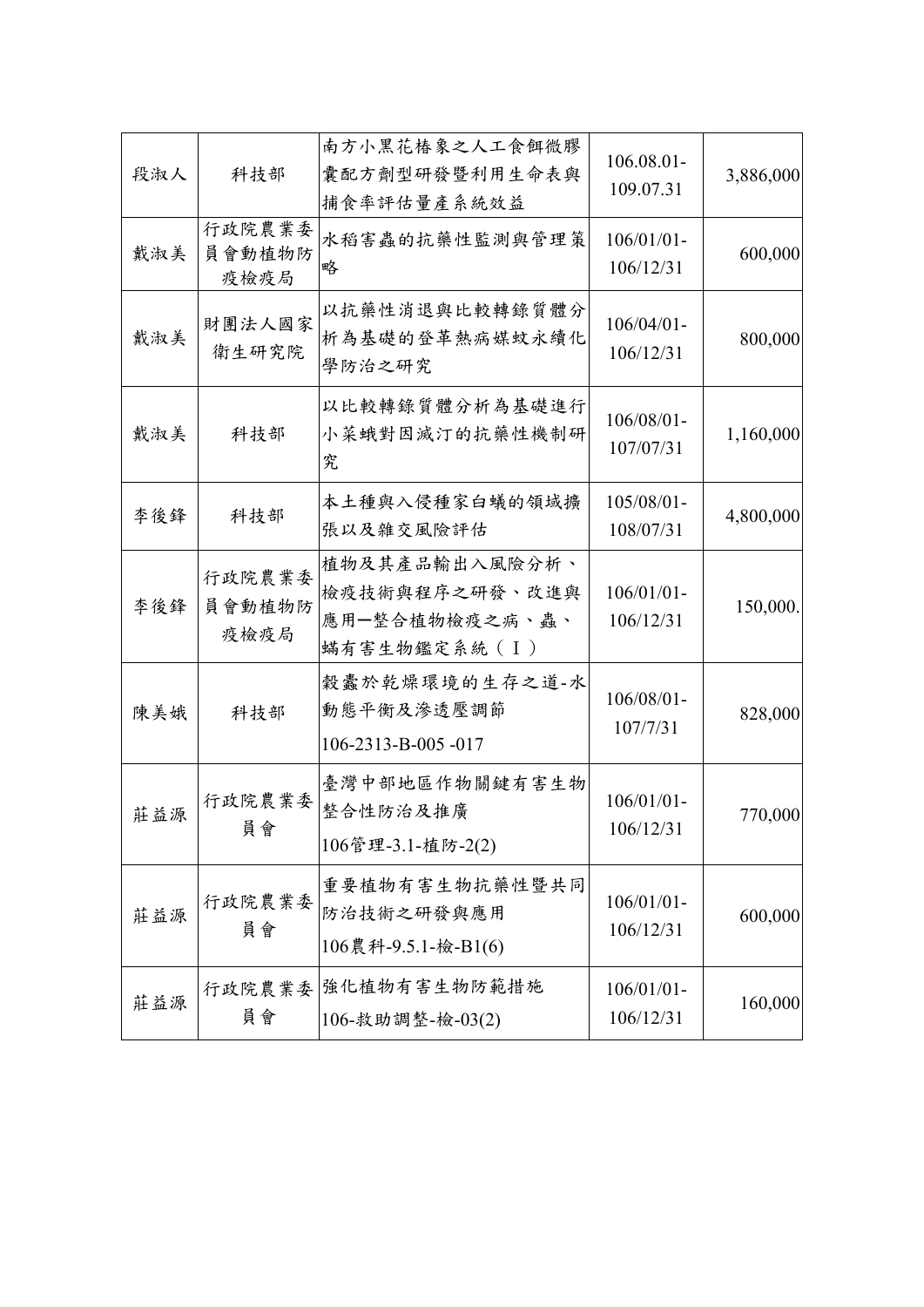| 段淑人 | 科技部 | 南方小黑花椿象之人工食餌微膠囊配方劑型研發暨利用生命表與捕食率評估量產系統效益 | 106.08.01-109.07.31 | 3,886,000 |
|---|---|---|---|---|
| 戴淑美 | 行政院農業委員會動植物防疫檢疫局 | 水稻害蟲的抗藥性監測與管理策略 | 106/01/01-106/12/31 | 600,000 |
| 戴淑美 | 財團法人國家衛生研究院 | 以抗藥性消退與比較轉錄質體分析為基礎的登革熱病媒蚊永續化學防治之研究 | 106/04/01-106/12/31 | 800,000 |
| 戴淑美 | 科技部 | 以比較轉錄質體分析為基礎進行小菜蛾對因滅汀的抗藥性機制研究 | 106/08/01-107/07/31 | 1,160,000 |
| 李後鋒 | 科技部 | 本土種與入侵種家白蟻的領域擴張以及雜交風險評估 | 105/08/01-108/07/31 | 4,800,000 |
| 李後鋒 | 行政院農業委員會動植物防疫檢疫局 | 植物及其產品輸出入風險分析、檢疫技術與程序之研發、改進與應用ー整合植物檢疫之病、蟲、蟎有害生物鑑定系統（Ｉ） | 106/01/01-106/12/31 | 150,000. |
| 陳美娥 | 科技部 | 穀蠹於乾燥環境的生存之道-水動態平衡及滲透壓調節 106-2313-B-005 -017 | 106/08/01-107/7/31 | 828,000 |
| 莊益源 | 行政院農業委員會 | 臺灣中部地區作物關鍵有害生物整合性防治及推廣 106管理-3.1-植防-2(2) | 106/01/01-106/12/31 | 770,000 |
| 莊益源 | 行政院農業委員會 | 重要植物有害生物抗藥性暨共同防治技術之研發與應用 106農科-9.5.1-檢-B1(6) | 106/01/01-106/12/31 | 600,000 |
| 莊益源 | 行政院農業委員會 | 強化植物有害生物防範措施 106-救助調整-檢-03(2) | 106/01/01-106/12/31 | 160,000 |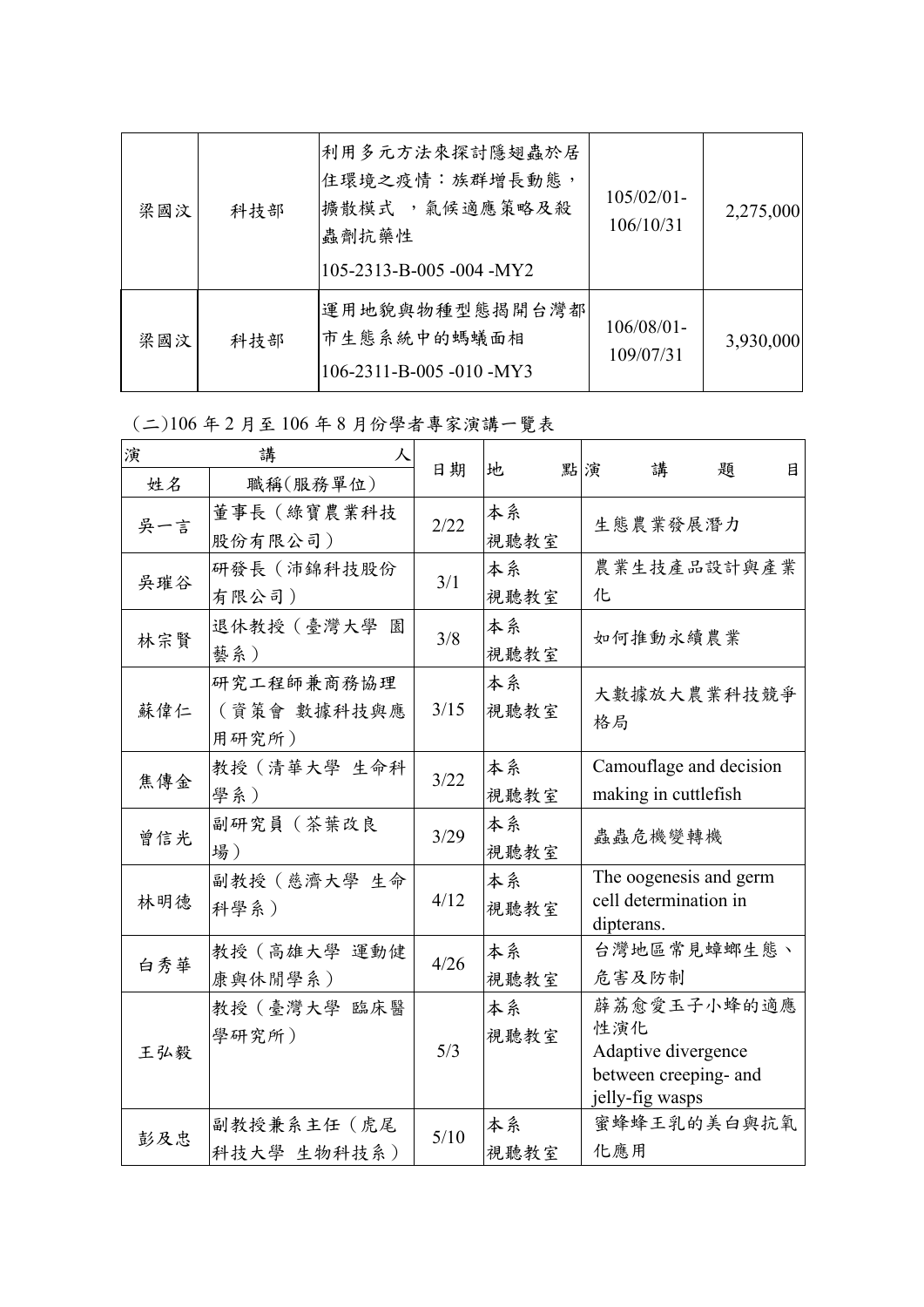| 梁國汶 | 科技部 | 利用多元方法來探討隱翅蟲於居住環境之疫情：族群增長動態，擴散模式 ，氣候適應策略及殺蟲劑抗藥性<br>105-2313-B-005 -004 -MY2 | 105/02/01-106/10/31 | 2,275,000 |
|---|---|---|---|---|
| 梁國汶 | 科技部 | 運用地貌與物種型態揭開台灣都市生態系統中的螞蟻面相<br>106-2311-B-005 -010 -MY3 | 106/08/01-109/07/31 | 3,930,000 |

(二)106 年 2 月至 106 年 8 月份學者專家演講一覽表

| 演講人 | | 日期 | 地點 | 演講題目 |
|---|---|---|---|---|
| 姓名 | 職稱(服務單位) | | | |
| 吳一言 | 董事長（綠寶農業科技股份有限公司） | 2/22 | 本系視聽教室 | 生態農業發展潛力 |
| 吳璀谷 | 研發長（沛錦科技股份有限公司） | 3/1 | 本系視聽教室 | 農業生技產品設計與產業化 |
| 林宗賢 | 退休教授（臺灣大學 園藝系） | 3/8 | 本系視聽教室 | 如何推動永續農業 |
| 蘇偉仁 | 研究工程師兼商務協理（資策會 數據科技與應用研究所） | 3/15 | 本系視聽教室 | 大數據放大農業科技競爭格局 |
| 焦傳金 | 教授（清華大學 生命科學系） | 3/22 | 本系視聽教室 | Camouflage and decision making in cuttlefish |
| 曾信光 | 副研究員（茶葉改良場） | 3/29 | 本系視聽教室 | 蟲蟲危機變轉機 |
| 林明德 | 副教授（慈濟大學 生命科學系） | 4/12 | 本系視聽教室 | The oogenesis and germ cell determination in dipterans. |
| 白秀華 | 教授（高雄大學 運動健康與休閒學系） | 4/26 | 本系視聽教室 | 台灣地區常見蟑螂生態、危害及防制 |
| 王弘毅 | 教授（臺灣大學 臨床醫學研究所） | 5/3 | 本系視聽教室 | 薜荔愈愛玉子小蜂的適應性演化<br>Adaptive divergence between creeping- and jelly-fig wasps |
| 彭及忠 | 副教授兼系主任（虎尾科技大學 生物科技系） | 5/10 | 本系視聽教室 | 蜜蜂蜂王乳的美白與抗氧化應用 |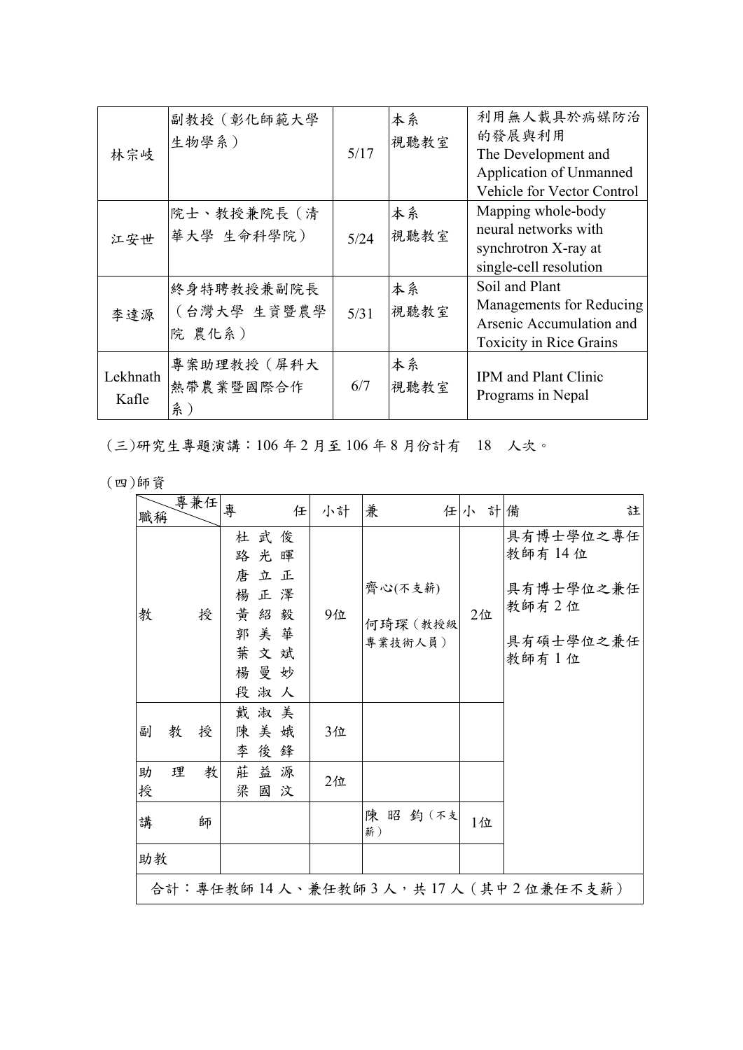| 林宗岐 | 副教授（彰化師範大學生物學系） | 5/17 | 本系視聽教室 | 利用無人載具於病媒防治的發展與利用<br>The Development and Application of Unmanned Vehicle for Vector Control |
| --- | --- | --- | --- | --- |
| 江安世 | 院士、教授兼院長（清華大學 生命科學院） | 5/24 | 本系視聽教室 | Mapping whole-body neural networks with synchrotron X-ray at single-cell resolution |
| 李達源 | 終身特聘教授兼副院長（台灣大學 生資暨農學院 農化系） | 5/31 | 本系視聽教室 | Soil and Plant Managements for Reducing Arsenic Accumulation and Toxicity in Rice Grains |
| Lekhnath Kafle | 專案助理教授（屏科大熱帶農業暨國際合作系） | 6/7 | 本系視聽教室 | IPM and Plant Clinic Programs in Nepal |

(三)研究生專題演講：106 年 2 月至 106 年 8 月份計有　18　人次。

(四)師資

| 職稱＼專兼任 | 專任 | 小計 | 兼任 | 小計 | 備註 |
| --- | --- | --- | --- | --- | --- |
| 教授 | 杜武俊<br>路光暉<br>唐立正<br>楊正澤<br>黃紹毅<br>郭美華<br>葉文斌<br>楊曼妙<br>段淑人 | 9位 | 齊心(不支薪)<br>何琦琛（教授級專業技術人員） | 2位 | 具有博士學位之專任教師有 14 位<br>具有博士學位之兼任教師有 2 位<br>具有碩士學位之兼任教師有 1 位 |
| 副教授 | 戴淑美<br>陳美娥<br>李後鋒 | 3位 | | | |
| 助理教授 | 莊益源<br>梁國汶 | 2位 | | | |
| 講師 | | | 陳昭鈞（不支薪） | 1位 | |
| 助教 | | | | | |
| 合計：專任教師 14 人、兼任教師 3 人，共 17 人（其中 2 位兼任不支薪） | | | | | |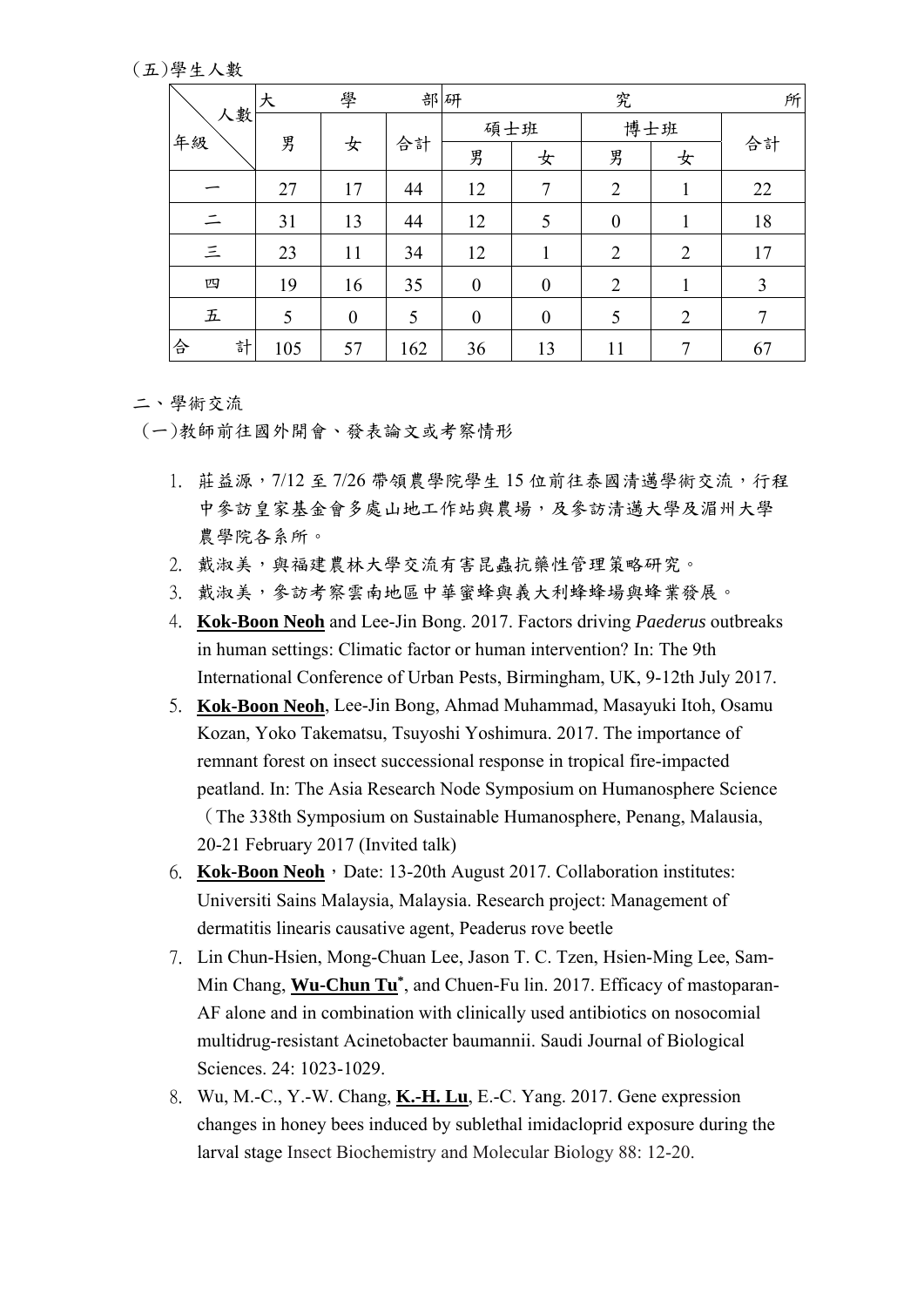(五)學生人數

| 人數<br>年級 | 大學部 | | | 研究所 | | | | |
|---|---|---|---|---|---|---|---|---|
| | 男 | 女 | 合計 | 碩士班 | | 博士班 | | 合計 |
| | | | | 男 | 女 | 男 | 女 | |
| 一 | 27 | 17 | 44 | 12 | 7 | 2 | 1 | 22 |
| 二 | 31 | 13 | 44 | 12 | 5 | 0 | 1 | 18 |
| 三 | 23 | 11 | 34 | 12 | 1 | 2 | 2 | 17 |
| 四 | 19 | 16 | 35 | 0 | 0 | 2 | 1 | 3 |
| 五 | 5 | 0 | 5 | 0 | 0 | 5 | 2 | 7 |
| 合計 | 105 | 57 | 162 | 36 | 13 | 11 | 7 | 67 |

二、學術交流

(一)教師前往國外開會、發表論文或考察情形

1. 莊益源，7/12 至 7/26 帶領農學院學生 15 位前往泰國清邁學術交流，行程中參訪皇家基金會多處山地工作站與農場，及參訪清邁大學及湄州大學農學院各系所。
2. 戴淑美，與福建農林大學交流有害昆蟲抗藥性管理策略研究。
3. 戴淑美，參訪考察雲南地區中華蜜蜂與義大利蜂蜂場與蜂業發展。
4. **Kok-Boon Neoh** and Lee-Jin Bong. 2017. Factors driving *Paederus* outbreaks in human settings: Climatic factor or human intervention? In: The 9th International Conference of Urban Pests, Birmingham, UK, 9-12th July 2017.
5. **Kok-Boon Neoh**, Lee-Jin Bong, Ahmad Muhammad, Masayuki Itoh, Osamu Kozan, Yoko Takematsu, Tsuyoshi Yoshimura. 2017. The importance of remnant forest on insect successional response in tropical fire-impacted peatland. In: The Asia Research Node Symposium on Humanosphere Science（The 338th Symposium on Sustainable Humanosphere, Penang, Malausia, 20-21 February 2017 (Invited talk)
6. **Kok-Boon Neoh**，Date: 13-20th August 2017. Collaboration institutes: Universiti Sains Malaysia, Malaysia. Research project: Management of dermatitis linearis causative agent, Peaderus rove beetle
7. Lin Chun-Hsien, Mong-Chuan Lee, Jason T. C. Tzen, Hsien-Ming Lee, Sam-Min Chang, **Wu-Chun Tu***, and Chuen-Fu lin. 2017. Efficacy of mastoparan-AF alone and in combination with clinically used antibiotics on nosocomial multidrug-resistant Acinetobacter baumannii. Saudi Journal of Biological Sciences. 24: 1023-1029.
8. Wu, M.-C., Y.-W. Chang, **K.-H. Lu**, E.-C. Yang. 2017. Gene expression changes in honey bees induced by sublethal imidacloprid exposure during the larval stage Insect Biochemistry and Molecular Biology 88: 12-20.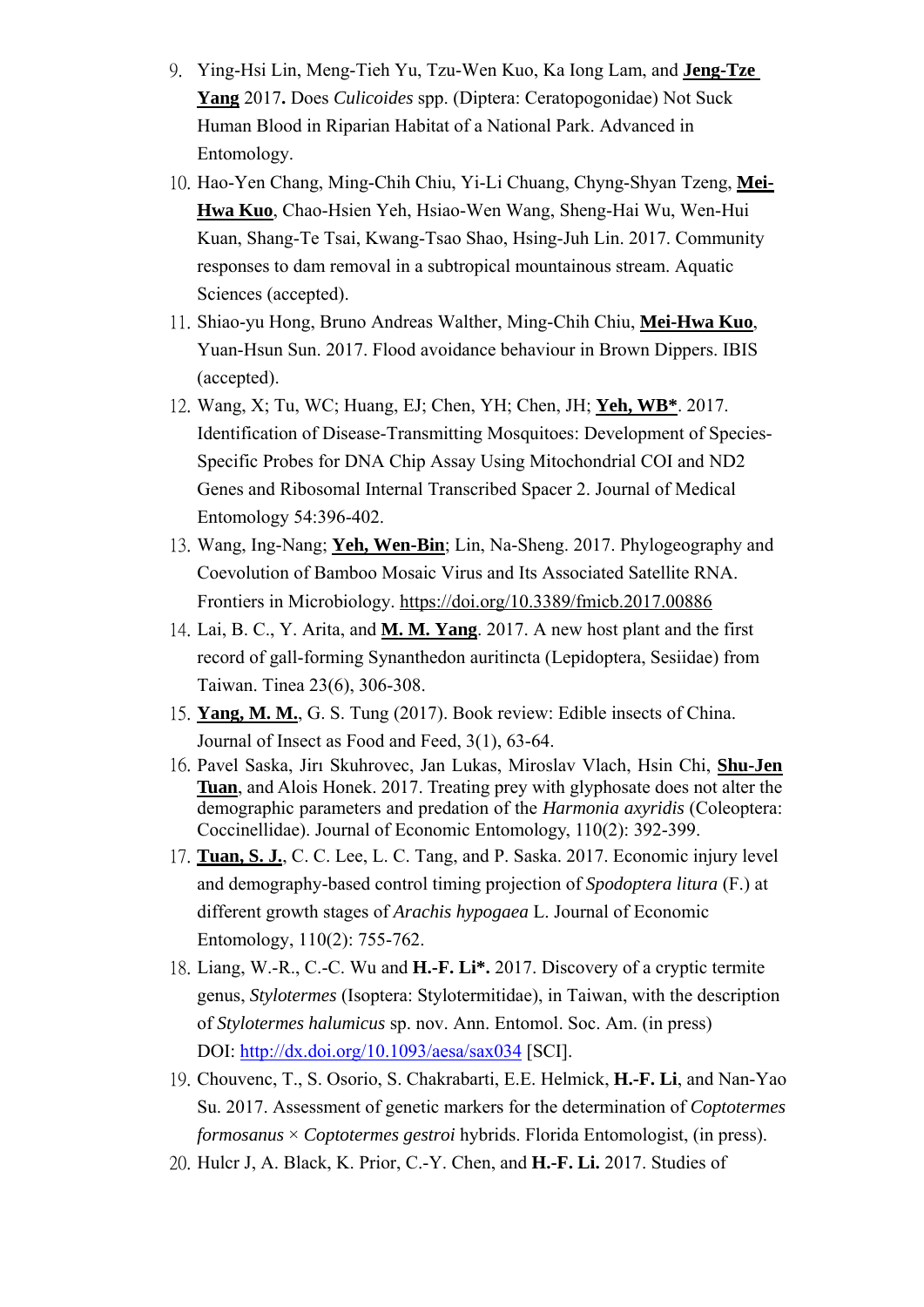9. Ying-Hsi Lin, Meng-Tieh Yu, Tzu-Wen Kuo, Ka Iong Lam, and **Jeng-Tze Yang** 2017**.** Does *Culicoides* spp. (Diptera: Ceratopogonidae) Not Suck Human Blood in Riparian Habitat of a National Park. Advanced in Entomology.
10. Hao-Yen Chang, Ming-Chih Chiu, Yi-Li Chuang, Chyng-Shyan Tzeng, **Mei-Hwa Kuo**, Chao-Hsien Yeh, Hsiao-Wen Wang, Sheng-Hai Wu, Wen-Hui Kuan, Shang-Te Tsai, Kwang-Tsao Shao, Hsing-Juh Lin. 2017. Community responses to dam removal in a subtropical mountainous stream. Aquatic Sciences (accepted).
11. Shiao-yu Hong, Bruno Andreas Walther, Ming-Chih Chiu, **Mei-Hwa Kuo**, Yuan-Hsun Sun. 2017. Flood avoidance behaviour in Brown Dippers. IBIS (accepted).
12. Wang, X; Tu, WC; Huang, EJ; Chen, YH; Chen, JH; **Yeh, WB\***. 2017. Identification of Disease-Transmitting Mosquitoes: Development of Species-Specific Probes for DNA Chip Assay Using Mitochondrial COI and ND2 Genes and Ribosomal Internal Transcribed Spacer 2. Journal of Medical Entomology 54:396-402.
13. Wang, Ing-Nang; **Yeh, Wen-Bin**; Lin, Na-Sheng. 2017. Phylogeography and Coevolution of Bamboo Mosaic Virus and Its Associated Satellite RNA. Frontiers in Microbiology. https://doi.org/10.3389/fmicb.2017.00886
14. Lai, B. C., Y. Arita, and **M. M. Yang**. 2017. A new host plant and the first record of gall-forming Synanthedon auritincta (Lepidoptera, Sesiidae) from Taiwan. Tinea 23(6), 306-308.
15. **Yang, M. M.**, G. S. Tung (2017). Book review: Edible insects of China. Journal of Insect as Food and Feed, 3(1), 63-64.
16. Pavel Saska, Jirı Skuhrovec, Jan Lukas, Miroslav Vlach, Hsin Chi, **Shu-Jen Tuan**, and Alois Honek. 2017. Treating prey with glyphosate does not alter the demographic parameters and predation of the *Harmonia axyridis* (Coleoptera: Coccinellidae). Journal of Economic Entomology, 110(2): 392-399.
17. **Tuan, S. J.**, C. C. Lee, L. C. Tang, and P. Saska. 2017. Economic injury level and demography-based control timing projection of *Spodoptera litura* (F.) at different growth stages of *Arachis hypogaea* L. Journal of Economic Entomology, 110(2): 755-762.
18. Liang, W.-R., C.-C. Wu and **H.-F. Li\*.** 2017. Discovery of a cryptic termite genus, *Stylotermes* (Isoptera: Stylotermitidae), in Taiwan, with the description of *Stylotermes halumicus* sp. nov. Ann. Entomol. Soc. Am. (in press) DOI: http://dx.doi.org/10.1093/aesa/sax034 [SCI].
19. Chouvenc, T., S. Osorio, S. Chakrabarti, E.E. Helmick, **H.-F. Li**, and Nan-Yao Su. 2017. Assessment of genetic markers for the determination of *Coptotermes formosanus* × *Coptotermes gestroi* hybrids. Florida Entomologist, (in press).
20. Hulcr J, A. Black, K. Prior, C.-Y. Chen, and **H.-F. Li.** 2017. Studies of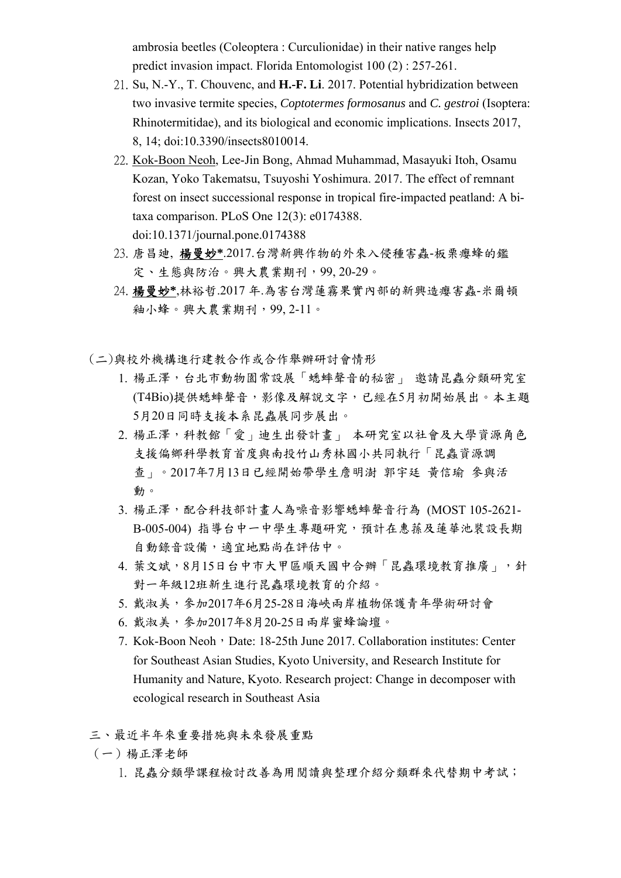ambrosia beetles (Coleoptera : Curculionidae) in their native ranges help predict invasion impact. Florida Entomologist 100 (2) : 257-261.

21. Su, N.-Y., T. Chouvenc, and **H.-F. Li**. 2017. Potential hybridization between two invasive termite species, *Coptotermes formosanus* and *C. gestroi* (Isoptera: Rhinotermitidae), and its biological and economic implications. Insects 2017, 8, 14; doi:10.3390/insects8010014.
22. Kok-Boon Neoh, Lee-Jin Bong, Ahmad Muhammad, Masayuki Itoh, Osamu Kozan, Yoko Takematsu, Tsuyoshi Yoshimura. 2017. The effect of remnant forest on insect successional response in tropical fire-impacted peatland: A bi-taxa comparison. PLoS One 12(3): e0174388. doi:10.1371/journal.pone.0174388
23. 唐昌廸, **楊曼妙***.2017.台灣新興作物的外來入侵種害蟲-板栗癭蜂的鑑定、生態與防治。興大農業期刊，99, 20-29。
24. **楊曼妙***,林裕哲.2017 年.為害台灣蓮霧果實內部的新興造癭害蟲-米爾頓釉小蜂。興大農業期刊，99, 2-11。

(二)與校外機構進行建教合作或合作舉辦研討會情形

1. 楊正澤，台北市動物園常設展「蟋蟀聲音的秘密」 邀請昆蟲分類研究室(T4Bio)提供蟋蟀聲音，影像及解說文字，已經在5月初開始展出。本主題5月20日同時支援本系昆蟲展同步展出。
2. 楊正澤，科教館「愛」迪生出發計畫」 本研究室以社會及大學資源角色支援偏鄉科學教育首度與南投竹山秀林國小共同執行「昆蟲資源調查」。2017年7月13日已經開始帶學生詹明澍 郭宇廷 黃信瑜 參與活動。
3. 楊正澤，配合科技部計畫人為噪音影響蟋蟀聲音行為 (MOST 105-2621-B-005-004) 指導台中一中學生專題研究，預計在惠蓀及蓮華池裝設長期自動錄音設備，適宜地點尚在評估中。
4. 葉文斌，8月15日台中市大甲區順天國中合辦「昆蟲環境教育推廣」，針對一年級12班新生進行昆蟲環境教育的介紹。
5. 戴淑美，參加2017年6月25-28日海峽兩岸植物保護青年學術研討會
6. 戴淑美，參加2017年8月20-25日兩岸蜜蜂論壇。
7. Kok-Boon Neoh，Date: 18-25th June 2017. Collaboration institutes: Center for Southeast Asian Studies, Kyoto University, and Research Institute for Humanity and Nature, Kyoto. Research project: Change in decomposer with ecological research in Southeast Asia

三、最近半年來重要措施與未來發展重點

（一）楊正澤老師

1. 昆蟲分類學課程檢討改善為用閱讀與整理介紹分類群來代替期中考試；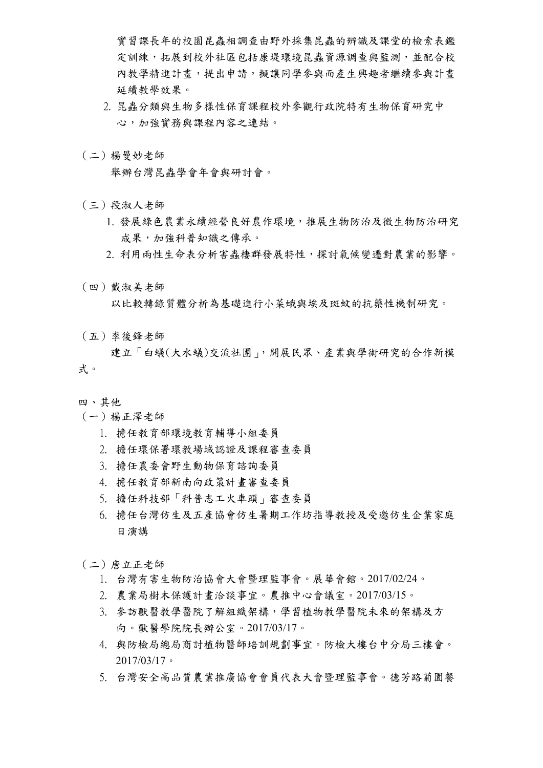實習課長年的校園昆蟲相調查由野外採集昆蟲的辨識及課堂的檢索表鑑定訓練，拓展到校外社區包括康堤環境昆蟲資源調查與監測，並配合校內教學精進計畫，提出申請，擬讓同學參與而產生興趣者繼續參與計畫延續教學效果。

2. 昆蟲分類與生物多樣性保育課程校外參觀行政院特有生物保育研究中心，加強實務與課程內容之連結。

（二）楊曼妙老師

舉辦台灣昆蟲學會年會與研討會。

（三）段淑人老師

1. 發展綠色農業永續經營良好農作環境，推展生物防治及微生物防治研究成果，加強科普知識之傳承。
2. 利用兩性生命表分析害蟲棲群發展特性，探討氣候變遷對農業的影響。

（四）戴淑美老師

以比較轉錄質體分析為基礎進行小菜蛾與埃及斑蚊的抗藥性機制研究。

（五）李後鋒老師

建立「白蟻(大水蟻)交流社團」，開展民眾、產業與學術研究的合作新模式。

四、其他

（一）楊正澤老師

1. 擔任教育部環境教育輔導小組委員
2. 擔任環保署環教場域認證及課程審查委員
3. 擔任農委會野生動物保育諮詢委員
4. 擔任教育部新南向政策計畫審查委員
5. 擔任科技部「科普志工火車頭」審查委員
6. 擔任台灣仿生及五產協會仿生暑期工作坊指導教授及受邀仿生企業家庭日演講

（二）唐立正老師

1. 台灣有害生物防治協會大會暨理監事會。展華會館。2017/02/24。
2. 農業局樹木保護計畫洽談事宜。農推中心會議室。2017/03/15。
3. 參訪獸醫教學醫院了解組織架構，學習植物教學醫院未來的架構及方向。獸醫學院院長辦公室。2017/03/17。
4. 與防檢局總局商討植物醫師培訓規劃事宜。防檢大樓台中分局三樓會。2017/03/17。
5. 台灣安全高品質農業推廣協會會員代表大會暨理監事會。德芳路菊園餐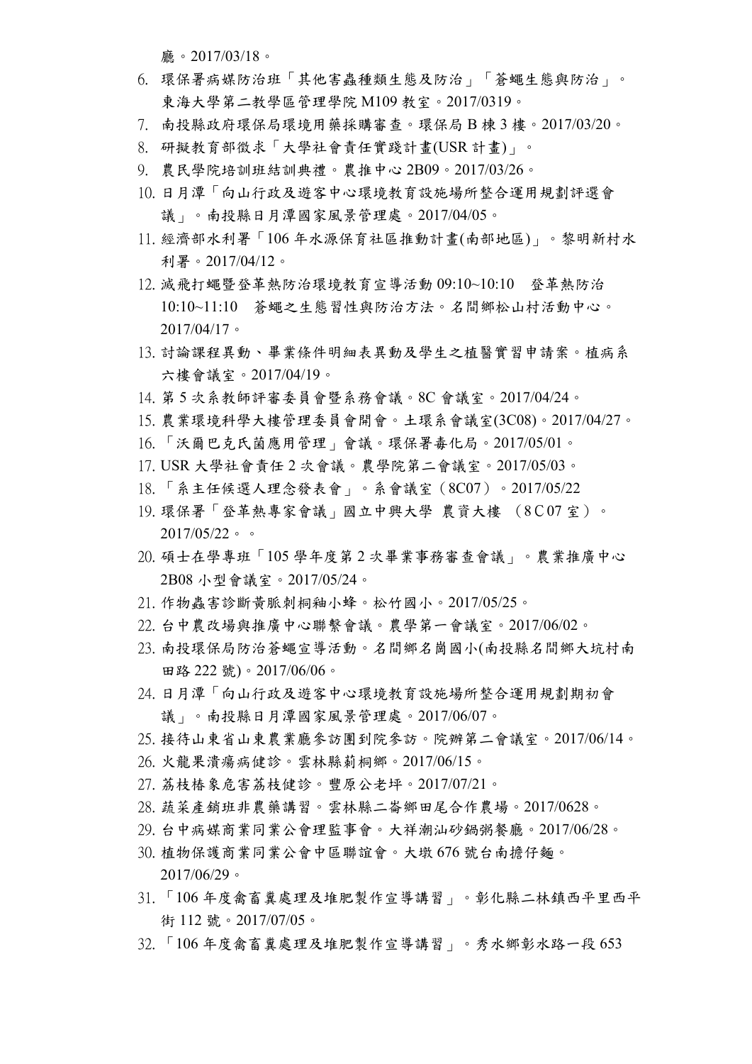廳。2017/03/18。

6. 環保署病媒防治班「其他害蟲種類生態及防治」「蒼蠅生態與防治」。東海大學第二教學區管理學院 M109 教室。2017/0319。
7. 南投縣政府環保局環境用藥採購審查。環保局 B 棟 3 樓。2017/03/20。
8. 研擬教育部徵求「大學社會責任實踐計畫(USR 計畫)」。
9. 農民學院培訓班結訓典禮。農推中心 2B09。2017/03/26。
10. 日月潭「向山行政及遊客中心環境教育設施場所整合運用規劃評選會議」。南投縣日月潭國家風景管理處。2017/04/05。
11. 經濟部水利署「106 年水源保育社區推動計畫(南部地區)」。黎明新村水利署。2017/04/12。
12. 滅飛打蠅暨登革熱防治環境教育宣導活動 09:10~10:10　登革熱防治 10:10~11:10　蒼蠅之生態習性與防治方法。名間鄉松山村活動中心。2017/04/17。
13. 討論課程異動、畢業條件明細表異動及學生之植醫實習申請案。植病系六樓會議室。2017/04/19。
14. 第 5 次系教師評審委員會暨系務會議。8C 會議室。2017/04/24。
15. 農業環境科學大樓管理委員會開會。土環系會議室(3C08)。2017/04/27。
16. 「沃爾巴克氏菌應用管理」會議。環保署毒化局。2017/05/01。
17. USR 大學社會責任 2 次會議。農學院第二會議室。2017/05/03。
18. 「系主任候選人理念發表會」。系會議室（8C07）。2017/05/22
19. 環保署「登革熱專家會議」國立中興大學 農資大樓 （8C07 室）。2017/05/22。。
20. 碩士在學專班「105 學年度第 2 次畢業事務審查會議」。農業推廣中心 2B08 小型會議室。2017/05/24。
21. 作物蟲害診斷黃脈刺桐釉小蜂。松竹國小。2017/05/25。
22. 台中農改場與推廣中心聯繫會議。農學第一會議室。2017/06/02。
23. 南投環保局防治蒼蠅宣導活動。名間鄉名崗國小(南投縣名間鄉大坑村南田路 222 號)。2017/06/06。
24. 日月潭「向山行政及遊客中心環境教育設施場所整合運用規劃期初會議」。南投縣日月潭國家風景管理處。2017/06/07。
25. 接待山東省山東農業廳參訪團到院參訪。院辦第二會議室。2017/06/14。
26. 火龍果潰瘍病健診。雲林縣莿桐鄉。2017/06/15。
27. 荔枝椿象危害荔枝健診。豐原公老坪。2017/07/21。
28. 蔬菜產銷班非農藥講習。雲林縣二崙鄉田尾合作農場。2017/0628。
29. 台中病媒商業同業公會理監事會。大祥潮汕砂鍋粥餐廳。2017/06/28。
30. 植物保護商業同業公會中區聯誼會。大墩 676 號台南擔仔麵。2017/06/29。
31. 「106 年度禽畜糞處理及堆肥製作宣導講習」。彰化縣二林鎮西平里西平街 112 號。2017/07/05。
32. 「106 年度禽畜糞處理及堆肥製作宣導講習」。秀水鄉彰水路一段 653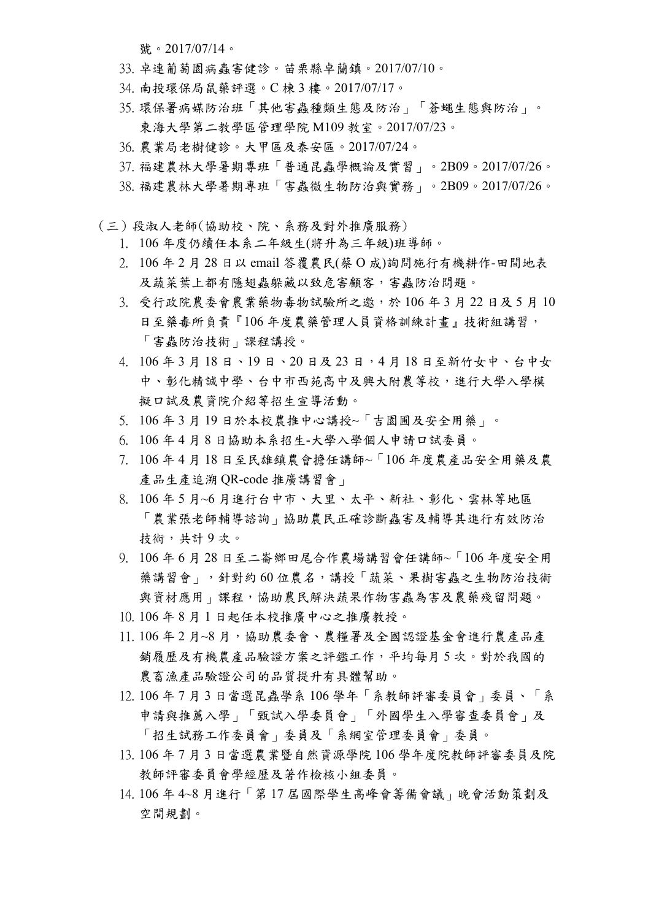號。2017/07/14。

33. 卓連葡萄園病蟲害健診。苗栗縣卓蘭鎮。2017/07/10。
34. 南投環保局鼠藥評選。C 棟 3 樓。2017/07/17。
35. 環保署病媒防治班「其他害蟲種類生態及防治」「蒼蠅生態與防治」。東海大學第二教學區管理學院 M109 教室。2017/07/23。
36. 農業局老樹健診。大甲區及泰安區。2017/07/24。
37. 福建農林大學暑期專班「普通昆蟲學概論及實習」。2B09。2017/07/26。
38. 福建農林大學暑期專班「害蟲微生物防治與實務」。2B09。2017/07/26。

（三）段淑人老師(協助校、院、系務及對外推廣服務)

1. 106 年度仍續任本系二年級生(將升為三年級)班導師。
2. 106 年 2 月 28 日以 email 答覆農民(蔡 O 成)詢問施行有機耕作-田間地表及蔬菜葉上都有隱翅蟲躲藏以致危害顧客，害蟲防治問題。
3. 受行政院農委會農業藥物毒物試驗所之邀，於 106 年 3 月 22 日及 5 月 10 日至藥毒所負責『106 年度農藥管理人員資格訓練計畫』技術組講習，「害蟲防治技術」課程講授。
4. 106 年 3 月 18 日、19 日、20 日及 23 日，4 月 18 日至新竹女中、台中女中、彰化精誠中學、台中市西苑高中及興大附農等校，進行大學入學模擬口試及農資院介紹等招生宣導活動。
5. 106 年 3 月 19 日於本校農推中心講授~「吉園圃及安全用藥」。
6. 106 年 4 月 8 日協助本系招生-大學入學個人申請口試委員。
7. 106 年 4 月 18 日至民雄鎮農會擔任講師~「106 年度農產品安全用藥及農產品生產追溯 QR-code 推廣講習會」
8. 106 年 5 月~6 月進行台中市、大里、太平、新社、彰化、雲林等地區「農業張老師輔導諮詢」協助農民正確診斷蟲害及輔導其進行有效防治技術，共計 9 次。
9. 106 年 6 月 28 日至二崙鄉田尾合作農場講習會任講師~「106 年度安全用藥講習會」，針對約 60 位農名，講授「蔬菜、果樹害蟲之生物防治技術與資材應用」課程，協助農民解決蔬果作物害蟲為害及農藥殘留問題。
10. 106 年 8 月 1 日起任本校推廣中心之推廣教授。
11. 106 年 2 月~8 月，協助農委會、農糧署及全國認證基金會進行農產品產銷履歷及有機農產品驗證方案之評鑑工作，平均每月 5 次。對於我國的農畜漁產品驗證公司的品質提升有具體幫助。
12. 106 年 7 月 3 日當選昆蟲學系 106 學年「系教師評審委員會」委員、「系申請與推薦入學」「甄試入學委員會」「外國學生入學審查委員會」及「招生試務工作委員會」委員及「系網室管理委員會」委員。
13. 106 年 7 月 3 日當選農業暨自然資源學院 106 學年度院教師評審委員及院教師評審委員會學經歷及著作檢核小組委員。
14. 106 年 4~8 月進行「第 17 屆國際學生高峰會籌備會議」晚會活動策劃及空間規劃。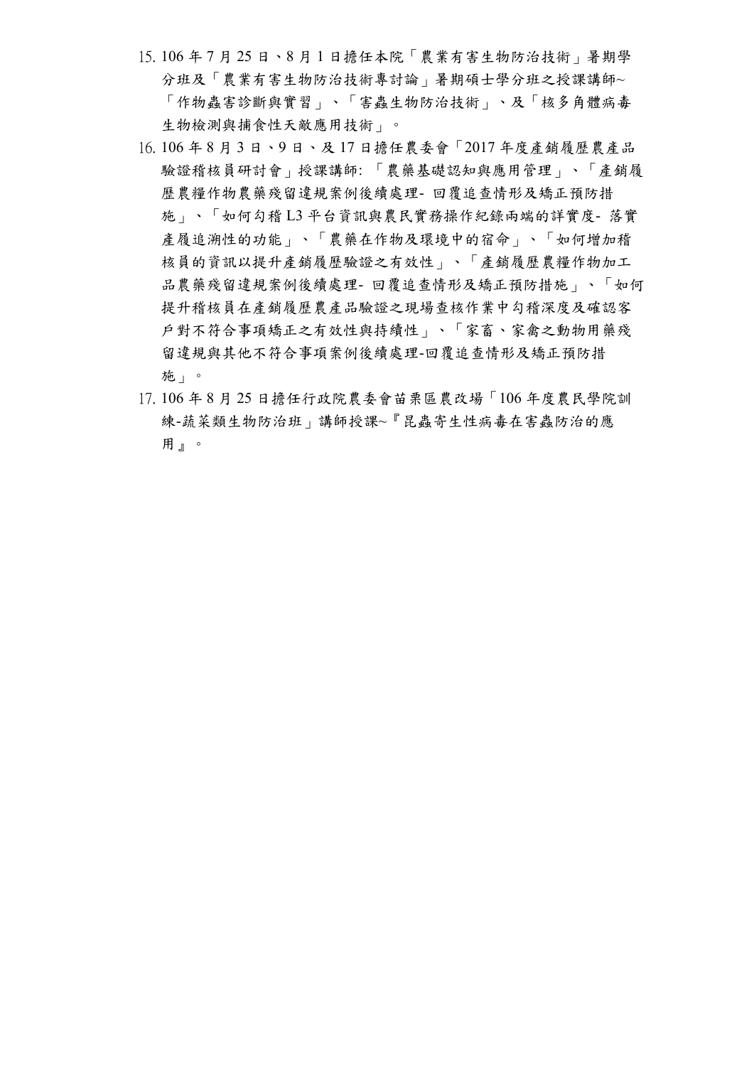15. 106 年 7 月 25 日、8 月 1 日擔任本院「農業有害生物防治技術」暑期學分班及「農業有害生物防治技術專討論」暑期碩士學分班之授課講師~「作物蟲害診斷與實習」、「害蟲生物防治技術」、及「核多角體病毒生物檢測與捕食性天敵應用技術」。
16. 106 年 8 月 3 日、9 日、及 17 日擔任農委會「2017 年度產銷履歷農產品驗證稽核員研討會」授課講師: 「農藥基礎認知與應用管理」、「產銷履歷農糧作物農藥殘留違規案例後續處理- 回覆追查情形及矯正預防措施」、「如何勾稽 L3 平台資訊與農民實務操作紀錄兩端的詳實度- 落實產履追溯性的功能」、「農藥在作物及環境中的宿命」、「如何增加稽核員的資訊以提升產銷履歷驗證之有效性」、「產銷履歷農糧作物加工品農藥殘留違規案例後續處理- 回覆追查情形及矯正預防措施」、「如何提升稽核員在產銷履歷農產品驗證之現場查核作業中勾稽深度及確認客戶對不符合事項矯正之有效性與持續性」、「家畜、家禽之動物用藥殘留違規與其他不符合事項案例後續處理-回覆追查情形及矯正預防措施」。
17. 106 年 8 月 25 日擔任行政院農委會苗栗區農改場「106 年度農民學院訓練-蔬菜類生物防治班」講師授課~『昆蟲寄生性病毒在害蟲防治的應用』。